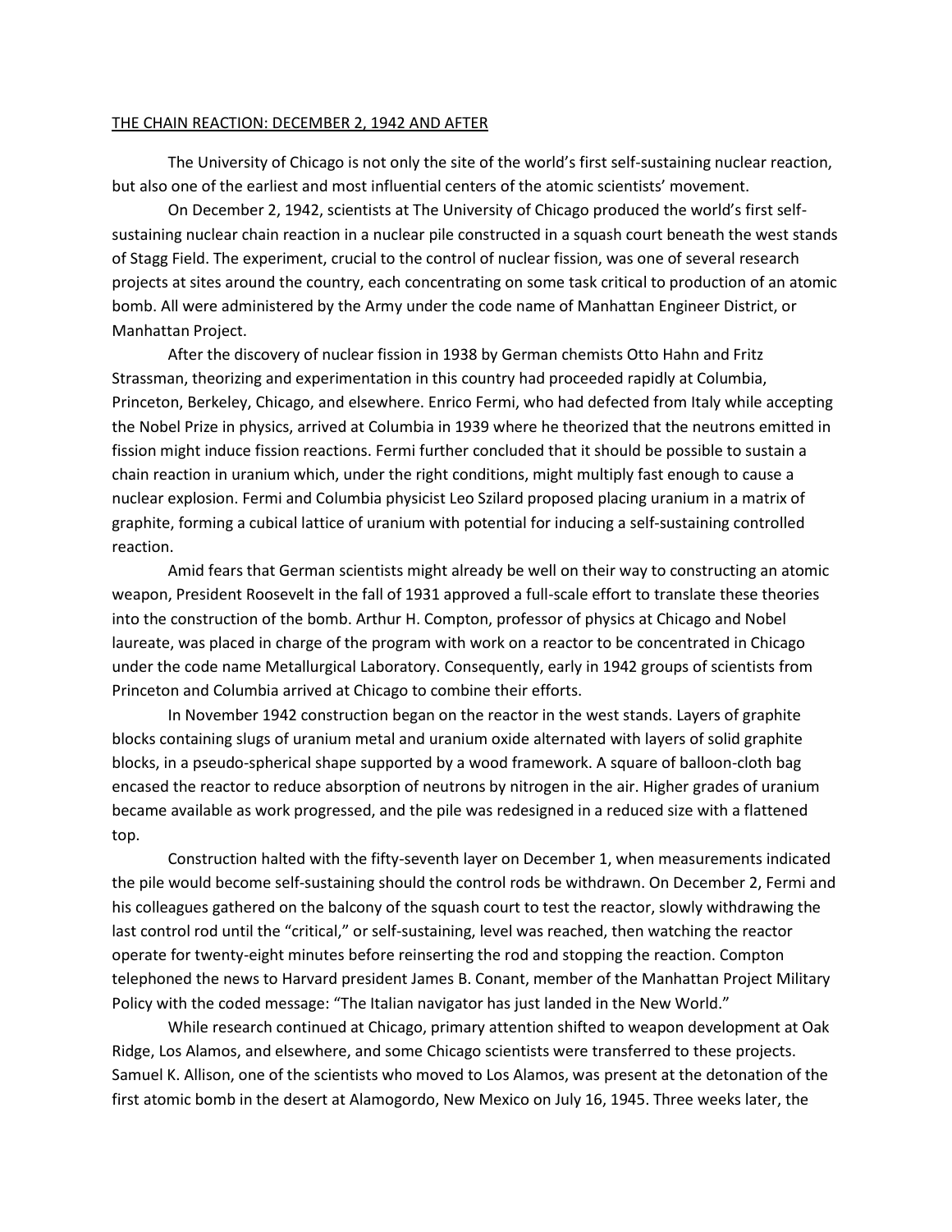THE CHAIN REACTION: DECEMBER 2, 1942 AND AFTER

The University of Chicago is not only the site of the world's first self-sustaining nuclear reaction, but also one of the earliest and most influential centers of the atomic scientists' movement.

On December 2, 1942, scientists at The University of Chicago produced the world's first self-sustaining nuclear chain reaction in a nuclear pile constructed in a squash court beneath the west stands of Stagg Field. The experiment, crucial to the control of nuclear fission, was one of several research projects at sites around the country, each concentrating on some task critical to production of an atomic bomb. All were administered by the Army under the code name of Manhattan Engineer District, or Manhattan Project.

After the discovery of nuclear fission in 1938 by German chemists Otto Hahn and Fritz Strassman, theorizing and experimentation in this country had proceeded rapidly at Columbia, Princeton, Berkeley, Chicago, and elsewhere. Enrico Fermi, who had defected from Italy while accepting the Nobel Prize in physics, arrived at Columbia in 1939 where he theorized that the neutrons emitted in fission might induce fission reactions. Fermi further concluded that it should be possible to sustain a chain reaction in uranium which, under the right conditions, might multiply fast enough to cause a nuclear explosion. Fermi and Columbia physicist Leo Szilard proposed placing uranium in a matrix of graphite, forming a cubical lattice of uranium with potential for inducing a self-sustaining controlled reaction.

Amid fears that German scientists might already be well on their way to constructing an atomic weapon, President Roosevelt in the fall of 1931 approved a full-scale effort to translate these theories into the construction of the bomb. Arthur H. Compton, professor of physics at Chicago and Nobel laureate, was placed in charge of the program with work on a reactor to be concentrated in Chicago under the code name Metallurgical Laboratory. Consequently, early in 1942 groups of scientists from Princeton and Columbia arrived at Chicago to combine their efforts.

In November 1942 construction began on the reactor in the west stands. Layers of graphite blocks containing slugs of uranium metal and uranium oxide alternated with layers of solid graphite blocks, in a pseudo-spherical shape supported by a wood framework. A square of balloon-cloth bag encased the reactor to reduce absorption of neutrons by nitrogen in the air. Higher grades of uranium became available as work progressed, and the pile was redesigned in a reduced size with a flattened top.

Construction halted with the fifty-seventh layer on December 1, when measurements indicated the pile would become self-sustaining should the control rods be withdrawn. On December 2, Fermi and his colleagues gathered on the balcony of the squash court to test the reactor, slowly withdrawing the last control rod until the "critical," or self-sustaining, level was reached, then watching the reactor operate for twenty-eight minutes before reinserting the rod and stopping the reaction. Compton telephoned the news to Harvard president James B. Conant, member of the Manhattan Project Military Policy with the coded message: "The Italian navigator has just landed in the New World."

While research continued at Chicago, primary attention shifted to weapon development at Oak Ridge, Los Alamos, and elsewhere, and some Chicago scientists were transferred to these projects. Samuel K. Allison, one of the scientists who moved to Los Alamos, was present at the detonation of the first atomic bomb in the desert at Alamogordo, New Mexico on July 16, 1945. Three weeks later, the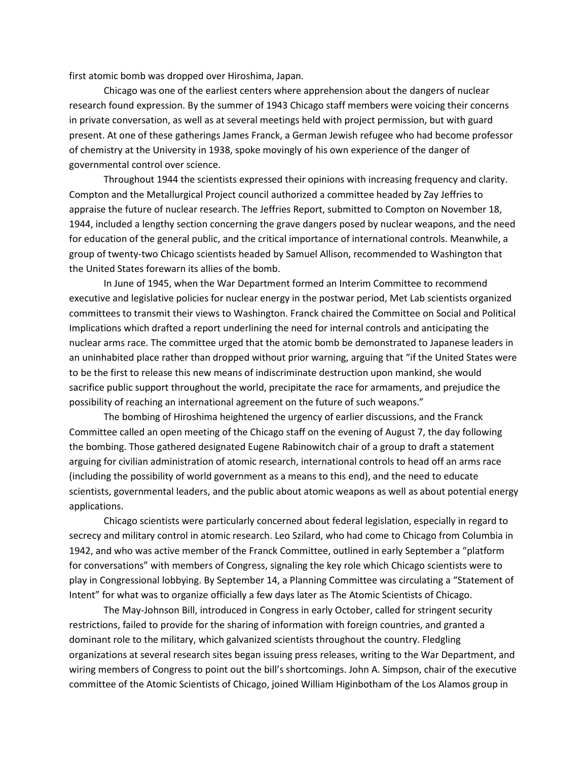first atomic bomb was dropped over Hiroshima, Japan.

Chicago was one of the earliest centers where apprehension about the dangers of nuclear research found expression. By the summer of 1943 Chicago staff members were voicing their concerns in private conversation, as well as at several meetings held with project permission, but with guard present. At one of these gatherings James Franck, a German Jewish refugee who had become professor of chemistry at the University in 1938, spoke movingly of his own experience of the danger of governmental control over science.

Throughout 1944 the scientists expressed their opinions with increasing frequency and clarity. Compton and the Metallurgical Project council authorized a committee headed by Zay Jeffries to appraise the future of nuclear research. The Jeffries Report, submitted to Compton on November 18, 1944, included a lengthy section concerning the grave dangers posed by nuclear weapons, and the need for education of the general public, and the critical importance of international controls. Meanwhile, a group of twenty-two Chicago scientists headed by Samuel Allison, recommended to Washington that the United States forewarn its allies of the bomb.

In June of 1945, when the War Department formed an Interim Committee to recommend executive and legislative policies for nuclear energy in the postwar period, Met Lab scientists organized committees to transmit their views to Washington. Franck chaired the Committee on Social and Political Implications which drafted a report underlining the need for internal controls and anticipating the nuclear arms race. The committee urged that the atomic bomb be demonstrated to Japanese leaders in an uninhabited place rather than dropped without prior warning, arguing that "if the United States were to be the first to release this new means of indiscriminate destruction upon mankind, she would sacrifice public support throughout the world, precipitate the race for armaments, and prejudice the possibility of reaching an international agreement on the future of such weapons."

The bombing of Hiroshima heightened the urgency of earlier discussions, and the Franck Committee called an open meeting of the Chicago staff on the evening of August 7, the day following the bombing. Those gathered designated Eugene Rabinowitch chair of a group to draft a statement arguing for civilian administration of atomic research, international controls to head off an arms race (including the possibility of world government as a means to this end), and the need to educate scientists, governmental leaders, and the public about atomic weapons as well as about potential energy applications.

Chicago scientists were particularly concerned about federal legislation, especially in regard to secrecy and military control in atomic research. Leo Szilard, who had come to Chicago from Columbia in 1942, and who was active member of the Franck Committee, outlined in early September a "platform for conversations" with members of Congress, signaling the key role which Chicago scientists were to play in Congressional lobbying. By September 14, a Planning Committee was circulating a "Statement of Intent" for what was to organize officially a few days later as The Atomic Scientists of Chicago.

The May-Johnson Bill, introduced in Congress in early October, called for stringent security restrictions, failed to provide for the sharing of information with foreign countries, and granted a dominant role to the military, which galvanized scientists throughout the country. Fledgling organizations at several research sites began issuing press releases, writing to the War Department, and wiring members of Congress to point out the bill's shortcomings. John A. Simpson, chair of the executive committee of the Atomic Scientists of Chicago, joined William Higinbotham of the Los Alamos group in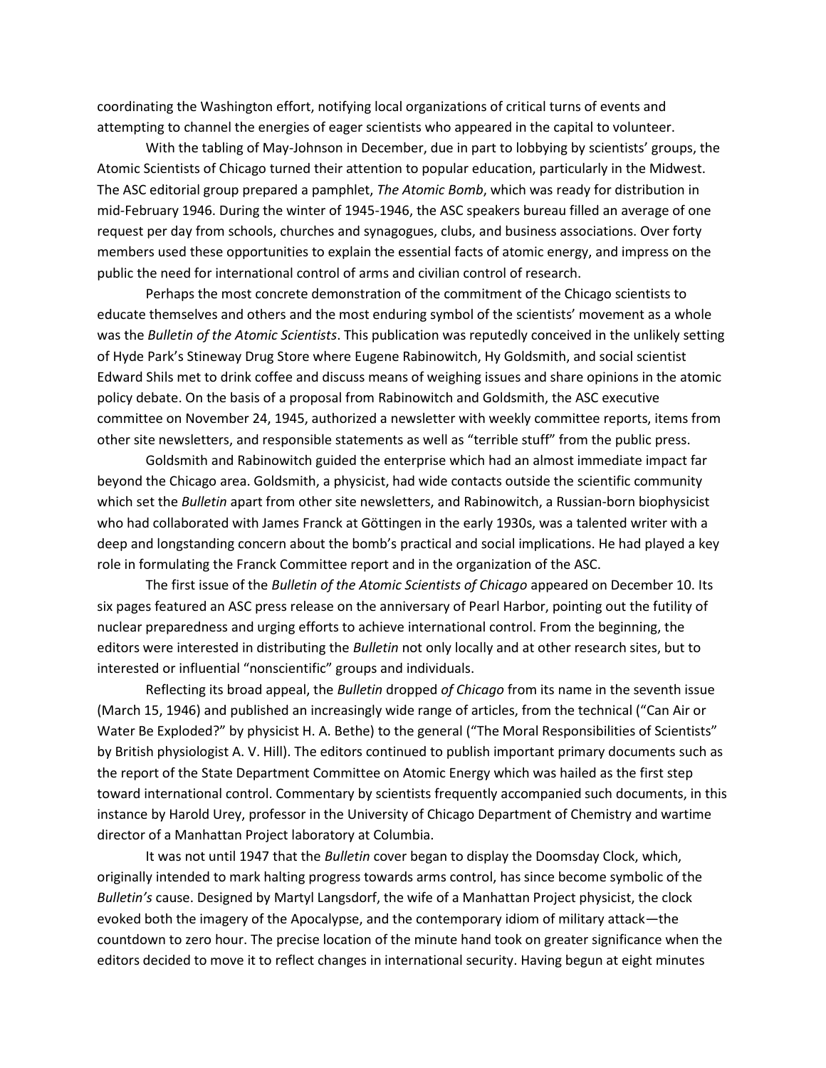coordinating the Washington effort, notifying local organizations of critical turns of events and attempting to channel the energies of eager scientists who appeared in the capital to volunteer.

With the tabling of May-Johnson in December, due in part to lobbying by scientists' groups, the Atomic Scientists of Chicago turned their attention to popular education, particularly in the Midwest. The ASC editorial group prepared a pamphlet, *The Atomic Bomb*, which was ready for distribution in mid-February 1946. During the winter of 1945-1946, the ASC speakers bureau filled an average of one request per day from schools, churches and synagogues, clubs, and business associations. Over forty members used these opportunities to explain the essential facts of atomic energy, and impress on the public the need for international control of arms and civilian control of research.

Perhaps the most concrete demonstration of the commitment of the Chicago scientists to educate themselves and others and the most enduring symbol of the scientists' movement as a whole was the *Bulletin of the Atomic Scientists*. This publication was reputedly conceived in the unlikely setting of Hyde Park's Stineway Drug Store where Eugene Rabinowitch, Hy Goldsmith, and social scientist Edward Shils met to drink coffee and discuss means of weighing issues and share opinions in the atomic policy debate. On the basis of a proposal from Rabinowitch and Goldsmith, the ASC executive committee on November 24, 1945, authorized a newsletter with weekly committee reports, items from other site newsletters, and responsible statements as well as "terrible stuff" from the public press.

Goldsmith and Rabinowitch guided the enterprise which had an almost immediate impact far beyond the Chicago area. Goldsmith, a physicist, had wide contacts outside the scientific community which set the *Bulletin* apart from other site newsletters, and Rabinowitch, a Russian-born biophysicist who had collaborated with James Franck at Göttingen in the early 1930s, was a talented writer with a deep and longstanding concern about the bomb's practical and social implications. He had played a key role in formulating the Franck Committee report and in the organization of the ASC.

The first issue of the *Bulletin of the Atomic Scientists of Chicago* appeared on December 10. Its six pages featured an ASC press release on the anniversary of Pearl Harbor, pointing out the futility of nuclear preparedness and urging efforts to achieve international control. From the beginning, the editors were interested in distributing the *Bulletin* not only locally and at other research sites, but to interested or influential "nonscientific" groups and individuals.

Reflecting its broad appeal, the *Bulletin* dropped *of Chicago* from its name in the seventh issue (March 15, 1946) and published an increasingly wide range of articles, from the technical ("Can Air or Water Be Exploded?" by physicist H. A. Bethe) to the general ("The Moral Responsibilities of Scientists" by British physiologist A. V. Hill). The editors continued to publish important primary documents such as the report of the State Department Committee on Atomic Energy which was hailed as the first step toward international control. Commentary by scientists frequently accompanied such documents, in this instance by Harold Urey, professor in the University of Chicago Department of Chemistry and wartime director of a Manhattan Project laboratory at Columbia.

It was not until 1947 that the *Bulletin* cover began to display the Doomsday Clock, which, originally intended to mark halting progress towards arms control, has since become symbolic of the *Bulletin's* cause. Designed by Martyl Langsdorf, the wife of a Manhattan Project physicist, the clock evoked both the imagery of the Apocalypse, and the contemporary idiom of military attack—the countdown to zero hour. The precise location of the minute hand took on greater significance when the editors decided to move it to reflect changes in international security. Having begun at eight minutes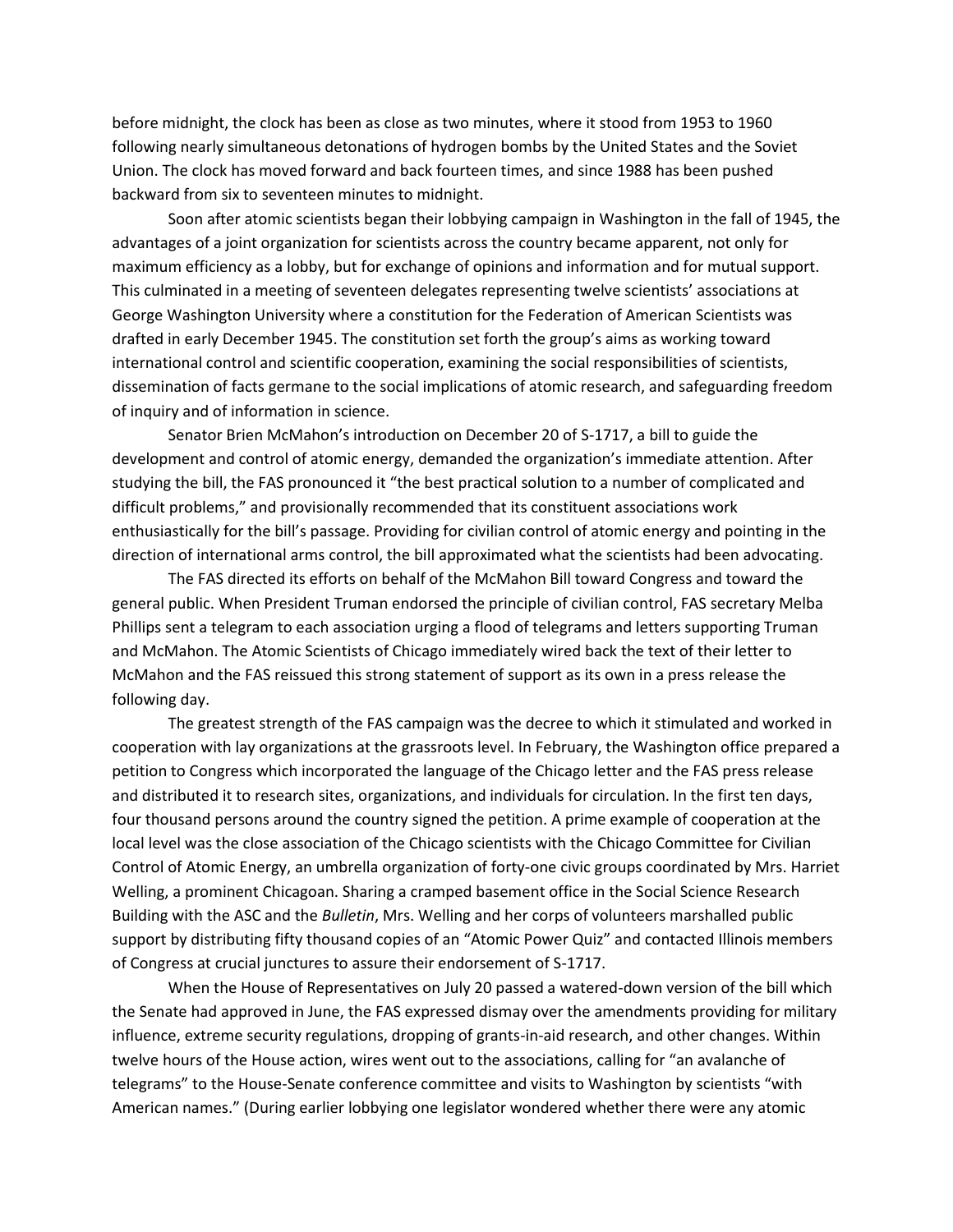before midnight, the clock has been as close as two minutes, where it stood from 1953 to 1960 following nearly simultaneous detonations of hydrogen bombs by the United States and the Soviet Union. The clock has moved forward and back fourteen times, and since 1988 has been pushed backward from six to seventeen minutes to midnight.

Soon after atomic scientists began their lobbying campaign in Washington in the fall of 1945, the advantages of a joint organization for scientists across the country became apparent, not only for maximum efficiency as a lobby, but for exchange of opinions and information and for mutual support. This culminated in a meeting of seventeen delegates representing twelve scientists' associations at George Washington University where a constitution for the Federation of American Scientists was drafted in early December 1945. The constitution set forth the group's aims as working toward international control and scientific cooperation, examining the social responsibilities of scientists, dissemination of facts germane to the social implications of atomic research, and safeguarding freedom of inquiry and of information in science.

Senator Brien McMahon's introduction on December 20 of S-1717, a bill to guide the development and control of atomic energy, demanded the organization's immediate attention. After studying the bill, the FAS pronounced it "the best practical solution to a number of complicated and difficult problems," and provisionally recommended that its constituent associations work enthusiastically for the bill's passage. Providing for civilian control of atomic energy and pointing in the direction of international arms control, the bill approximated what the scientists had been advocating.

The FAS directed its efforts on behalf of the McMahon Bill toward Congress and toward the general public. When President Truman endorsed the principle of civilian control, FAS secretary Melba Phillips sent a telegram to each association urging a flood of telegrams and letters supporting Truman and McMahon. The Atomic Scientists of Chicago immediately wired back the text of their letter to McMahon and the FAS reissued this strong statement of support as its own in a press release the following day.

The greatest strength of the FAS campaign was the decree to which it stimulated and worked in cooperation with lay organizations at the grassroots level. In February, the Washington office prepared a petition to Congress which incorporated the language of the Chicago letter and the FAS press release and distributed it to research sites, organizations, and individuals for circulation. In the first ten days, four thousand persons around the country signed the petition. A prime example of cooperation at the local level was the close association of the Chicago scientists with the Chicago Committee for Civilian Control of Atomic Energy, an umbrella organization of forty-one civic groups coordinated by Mrs. Harriet Welling, a prominent Chicagoan. Sharing a cramped basement office in the Social Science Research Building with the ASC and the *Bulletin*, Mrs. Welling and her corps of volunteers marshalled public support by distributing fifty thousand copies of an "Atomic Power Quiz" and contacted Illinois members of Congress at crucial junctures to assure their endorsement of S-1717.

When the House of Representatives on July 20 passed a watered-down version of the bill which the Senate had approved in June, the FAS expressed dismay over the amendments providing for military influence, extreme security regulations, dropping of grants-in-aid research, and other changes. Within twelve hours of the House action, wires went out to the associations, calling for "an avalanche of telegrams" to the House-Senate conference committee and visits to Washington by scientists "with American names." (During earlier lobbying one legislator wondered whether there were any atomic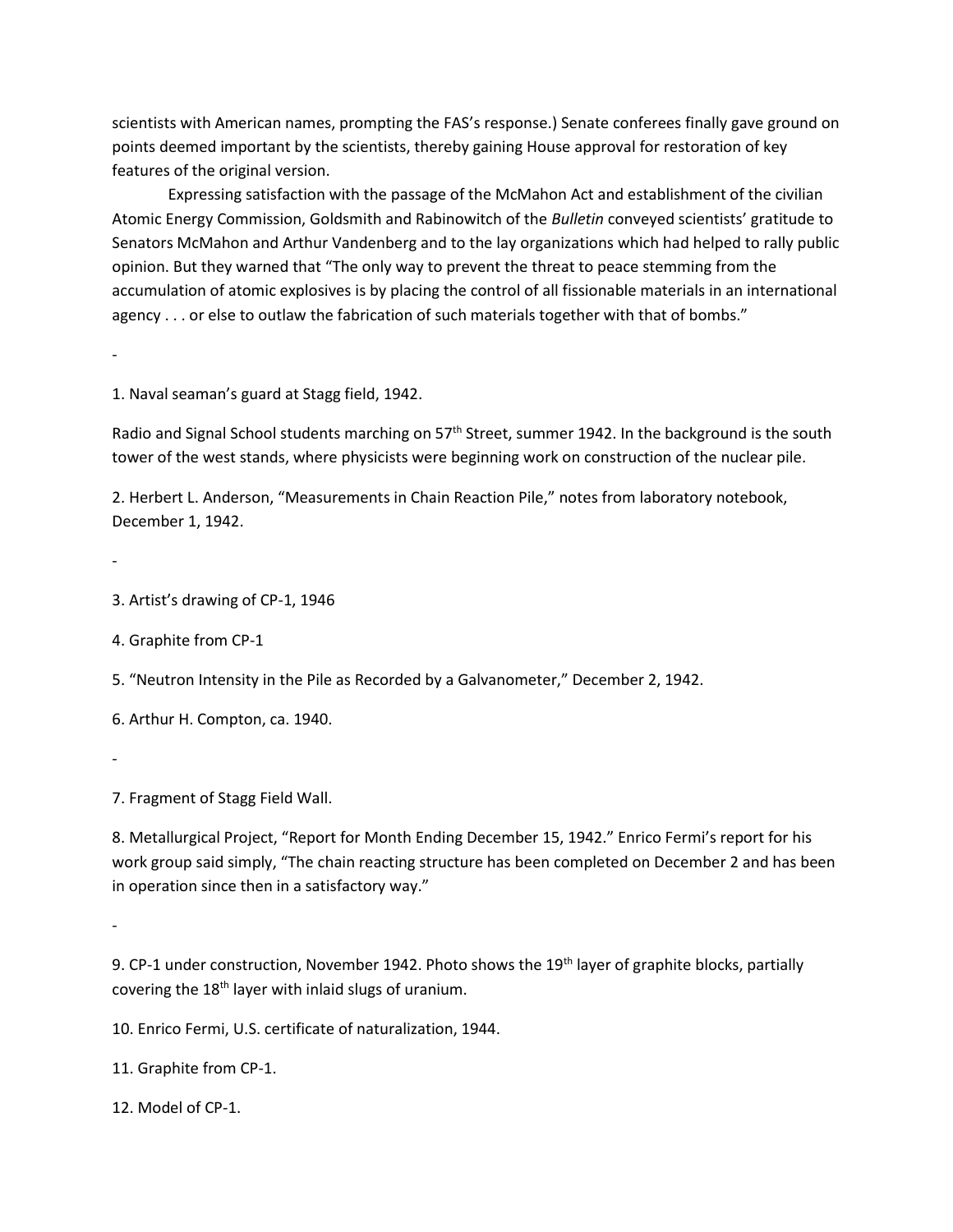scientists with American names, prompting the FAS's response.) Senate conferees finally gave ground on points deemed important by the scientists, thereby gaining House approval for restoration of key features of the original version.

Expressing satisfaction with the passage of the McMahon Act and establishment of the civilian Atomic Energy Commission, Goldsmith and Rabinowitch of the *Bulletin* conveyed scientists' gratitude to Senators McMahon and Arthur Vandenberg and to the lay organizations which had helped to rally public opinion. But they warned that "The only way to prevent the threat to peace stemming from the accumulation of atomic explosives is by placing the control of all fissionable materials in an international agency . . . or else to outlaw the fabrication of such materials together with that of bombs."

-

1. Naval seaman's guard at Stagg field, 1942.

Radio and Signal School students marching on 57th Street, summer 1942. In the background is the south tower of the west stands, where physicists were beginning work on construction of the nuclear pile.

2. Herbert L. Anderson, "Measurements in Chain Reaction Pile," notes from laboratory notebook, December 1, 1942.

-

3. Artist's drawing of CP-1, 1946

4. Graphite from CP-1

5. "Neutron Intensity in the Pile as Recorded by a Galvanometer," December 2, 1942.

6. Arthur H. Compton, ca. 1940.

-

7. Fragment of Stagg Field Wall.

8. Metallurgical Project, "Report for Month Ending December 15, 1942." Enrico Fermi's report for his work group said simply, "The chain reacting structure has been completed on December 2 and has been in operation since then in a satisfactory way."

-

9. CP-1 under construction, November 1942. Photo shows the 19th layer of graphite blocks, partially covering the 18th layer with inlaid slugs of uranium.

10. Enrico Fermi, U.S. certificate of naturalization, 1944.

11. Graphite from CP-1.

12. Model of CP-1.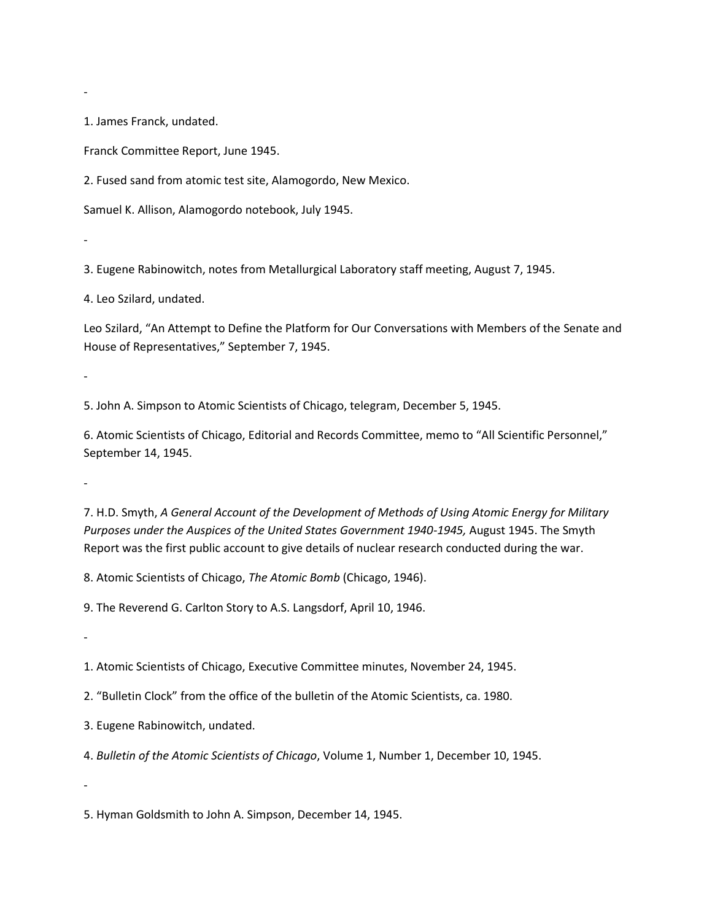-

1. James Franck, undated.

Franck Committee Report, June 1945.

2. Fused sand from atomic test site, Alamogordo, New Mexico.

Samuel K. Allison, Alamogordo notebook, July 1945.

-

3. Eugene Rabinowitch, notes from Metallurgical Laboratory staff meeting, August 7, 1945.

4. Leo Szilard, undated.

Leo Szilard, “An Attempt to Define the Platform for Our Conversations with Members of the Senate and House of Representatives,” September 7, 1945.

-

5. John A. Simpson to Atomic Scientists of Chicago, telegram, December 5, 1945.

6. Atomic Scientists of Chicago, Editorial and Records Committee, memo to “All Scientific Personnel,” September 14, 1945.

-

7. H.D. Smyth, *A General Account of the Development of Methods of Using Atomic Energy for Military Purposes under the Auspices of the United States Government 1940-1945,* August 1945. The Smyth Report was the first public account to give details of nuclear research conducted during the war.

8. Atomic Scientists of Chicago, *The Atomic Bomb* (Chicago, 1946).

9. The Reverend G. Carlton Story to A.S. Langsdorf, April 10, 1946.

-

1. Atomic Scientists of Chicago, Executive Committee minutes, November 24, 1945.

2. “Bulletin Clock” from the office of the bulletin of the Atomic Scientists, ca. 1980.

3. Eugene Rabinowitch, undated.

4. *Bulletin of the Atomic Scientists of Chicago*, Volume 1, Number 1, December 10, 1945.

-

5. Hyman Goldsmith to John A. Simpson, December 14, 1945.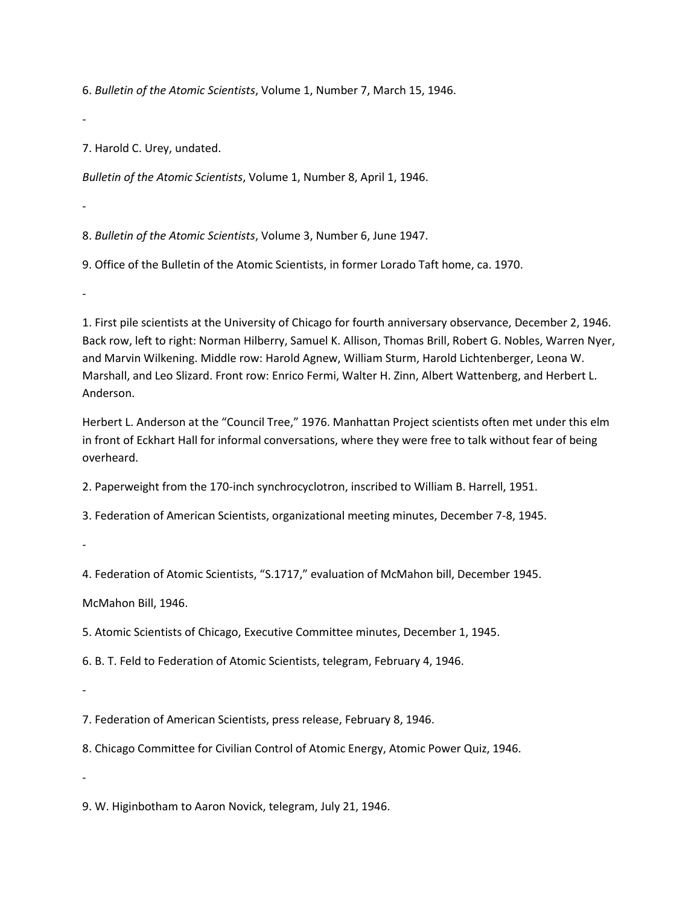6. *Bulletin of the Atomic Scientists*, Volume 1, Number 7, March 15, 1946.

-

7. Harold C. Urey, undated.

*Bulletin of the Atomic Scientists*, Volume 1, Number 8, April 1, 1946.

-

8. *Bulletin of the Atomic Scientists*, Volume 3, Number 6, June 1947.

9. Office of the Bulletin of the Atomic Scientists, in former Lorado Taft home, ca. 1970.

-

1. First pile scientists at the University of Chicago for fourth anniversary observance, December 2, 1946. Back row, left to right: Norman Hilberry, Samuel K. Allison, Thomas Brill, Robert G. Nobles, Warren Nyer, and Marvin Wilkening. Middle row: Harold Agnew, William Sturm, Harold Lichtenberger, Leona W. Marshall, and Leo Slizard. Front row: Enrico Fermi, Walter H. Zinn, Albert Wattenberg, and Herbert L. Anderson.

Herbert L. Anderson at the "Council Tree," 1976. Manhattan Project scientists often met under this elm in front of Eckhart Hall for informal conversations, where they were free to talk without fear of being overheard.

2. Paperweight from the 170-inch synchrocyclotron, inscribed to William B. Harrell, 1951.

3. Federation of American Scientists, organizational meeting minutes, December 7-8, 1945.

-

4. Federation of Atomic Scientists, "S.1717," evaluation of McMahon bill, December 1945.

McMahon Bill, 1946.

5. Atomic Scientists of Chicago, Executive Committee minutes, December 1, 1945.

6. B. T. Feld to Federation of Atomic Scientists, telegram, February 4, 1946.

-

7. Federation of American Scientists, press release, February 8, 1946.

8. Chicago Committee for Civilian Control of Atomic Energy, Atomic Power Quiz, 1946.

-

9. W. Higinbotham to Aaron Novick, telegram, July 21, 1946.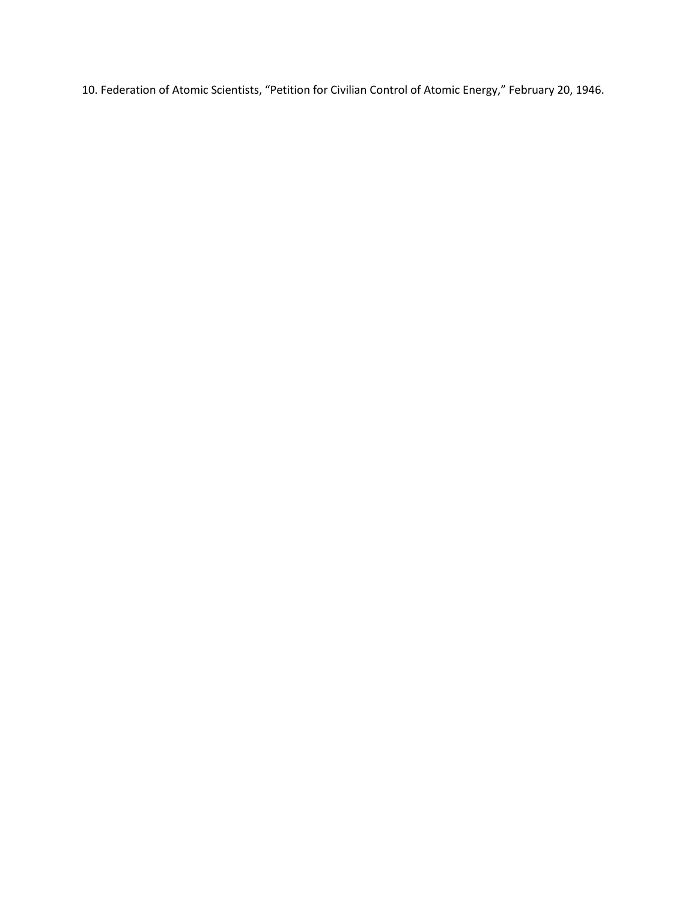10. Federation of Atomic Scientists, “Petition for Civilian Control of Atomic Energy,” February 20, 1946.